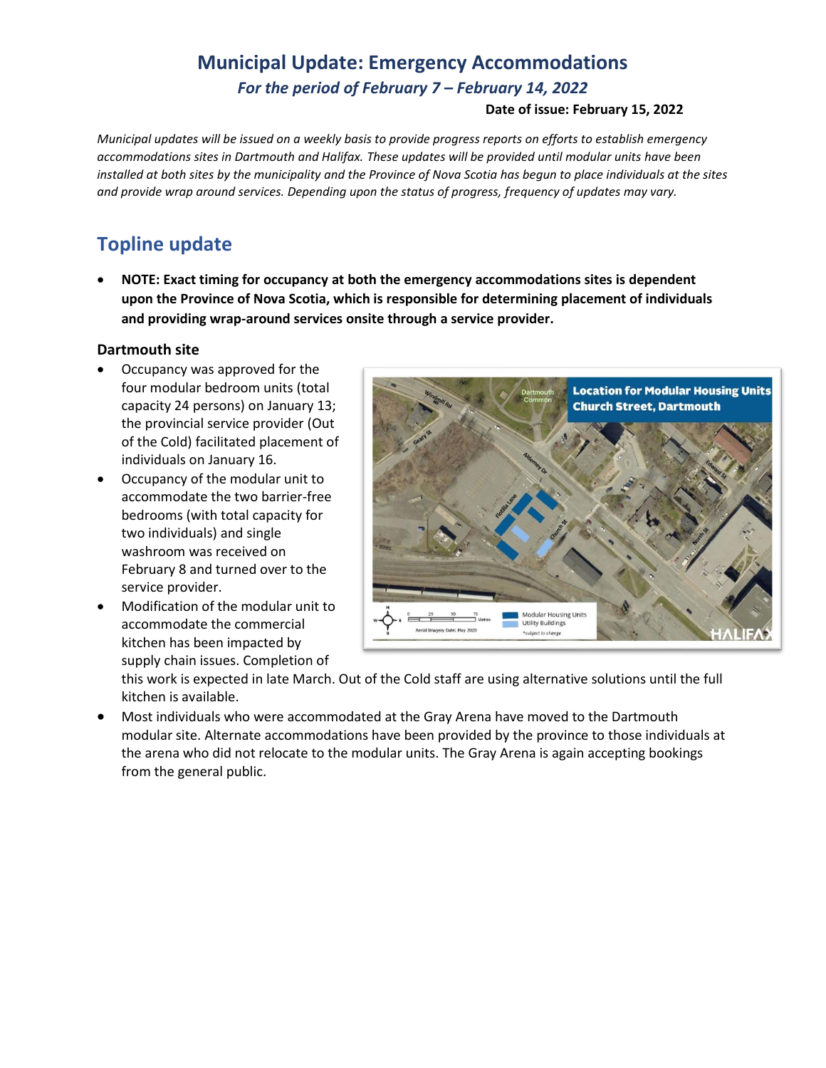# Municipal Update: Emergency Accommodations

*For the period of February 7 – February 14, 2022*

**Date of issue: February 15, 2022**

*Municipal updates will be issued on a weekly basis to provide progress reports on efforts to establish emergency accommodations sites in Dartmouth and Halifax. These updates will be provided until modular units have been installed at both sites by the municipality and the Province of Nova Scotia has begun to place individuals at the sites and provide wrap around services. Depending upon the status of progress, frequency of updates may vary.*

## Topline update

- **NOTE: Exact timing for occupancy at both the emergency accommodations sites is dependent upon the Province of Nova Scotia, which is responsible for determining placement of individuals and providing wrap-around services onsite through a service provider.**

### Dartmouth site

- Occupancy was approved for the four modular bedroom units (total capacity 24 persons) on January 13; the provincial service provider (Out of the Cold) facilitated placement of individuals on January 16.
- Occupancy of the modular unit to accommodate the two barrier-free bedrooms (with total capacity for two individuals) and single washroom was received on February 8 and turned over to the service provider.
- Modification of the modular unit to accommodate the commercial kitchen has been impacted by supply chain issues. Completion of this work is expected in late March. Out of the Cold staff are using alternative solutions until the full kitchen is available.
- Most individuals who were accommodated at the Gray Arena have moved to the Dartmouth modular site. Alternate accommodations have been provided by the province to those individuals at the arena who did not relocate to the modular units. The Gray Arena is again accepting bookings from the general public.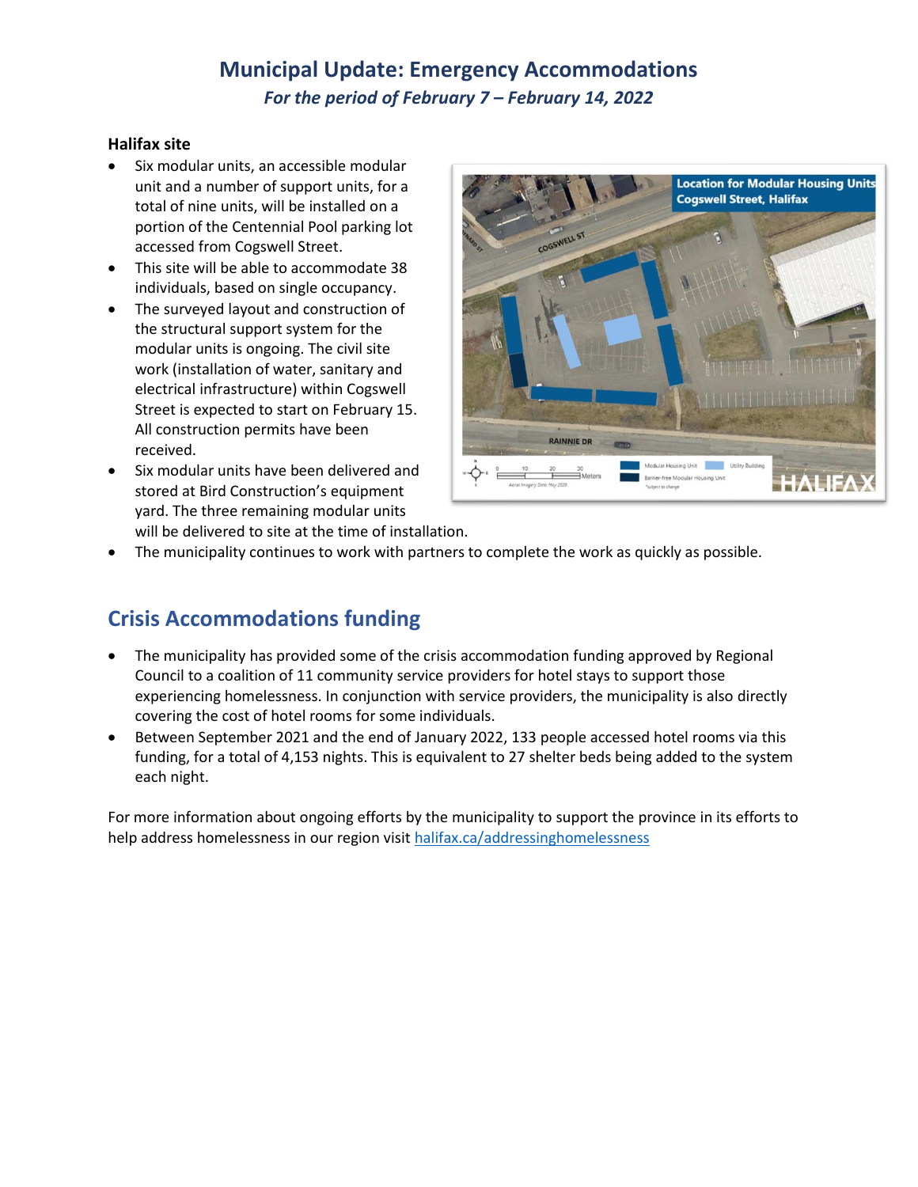# Municipal Update: Emergency Accommodations

*For the period of February 7 – February 14, 2022*

**Halifax site**

- Six modular units, an accessible modular unit and a number of support units, for a total of nine units, will be installed on a portion of the Centennial Pool parking lot accessed from Cogswell Street.
- This site will be able to accommodate 38 individuals, based on single occupancy.
- The surveyed layout and construction of the structural support system for the modular units is ongoing. The civil site work (installation of water, sanitary and electrical infrastructure) within Cogswell Street is expected to start on February 15. All construction permits have been received.
- Six modular units have been delivered and stored at Bird Construction's equipment yard. The three remaining modular units will be delivered to site at the time of installation.
- The municipality continues to work with partners to complete the work as quickly as possible.

Location for Modular Housing Units
Cogswell Street, Halifax

COGSWELL ST
RAINNIE DR
0 10 20 30 Meters
Aerial Imagery Date: May 2020
Modular Housing Unit
Utility Building
Barrier-free Modular Housing Unit
*subject to change
HALIFAX

## Crisis Accommodations funding

- The municipality has provided some of the crisis accommodation funding approved by Regional Council to a coalition of 11 community service providers for hotel stays to support those experiencing homelessness. In conjunction with service providers, the municipality is also directly covering the cost of hotel rooms for some individuals.
- Between September 2021 and the end of January 2022, 133 people accessed hotel rooms via this funding, for a total of 4,153 nights. This is equivalent to 27 shelter beds being added to the system each night.

For more information about ongoing efforts by the municipality to support the province in its efforts to help address homelessness in our region visit [halifax.ca/addressinghomelessness](halifax.ca/addressinghomelessness)